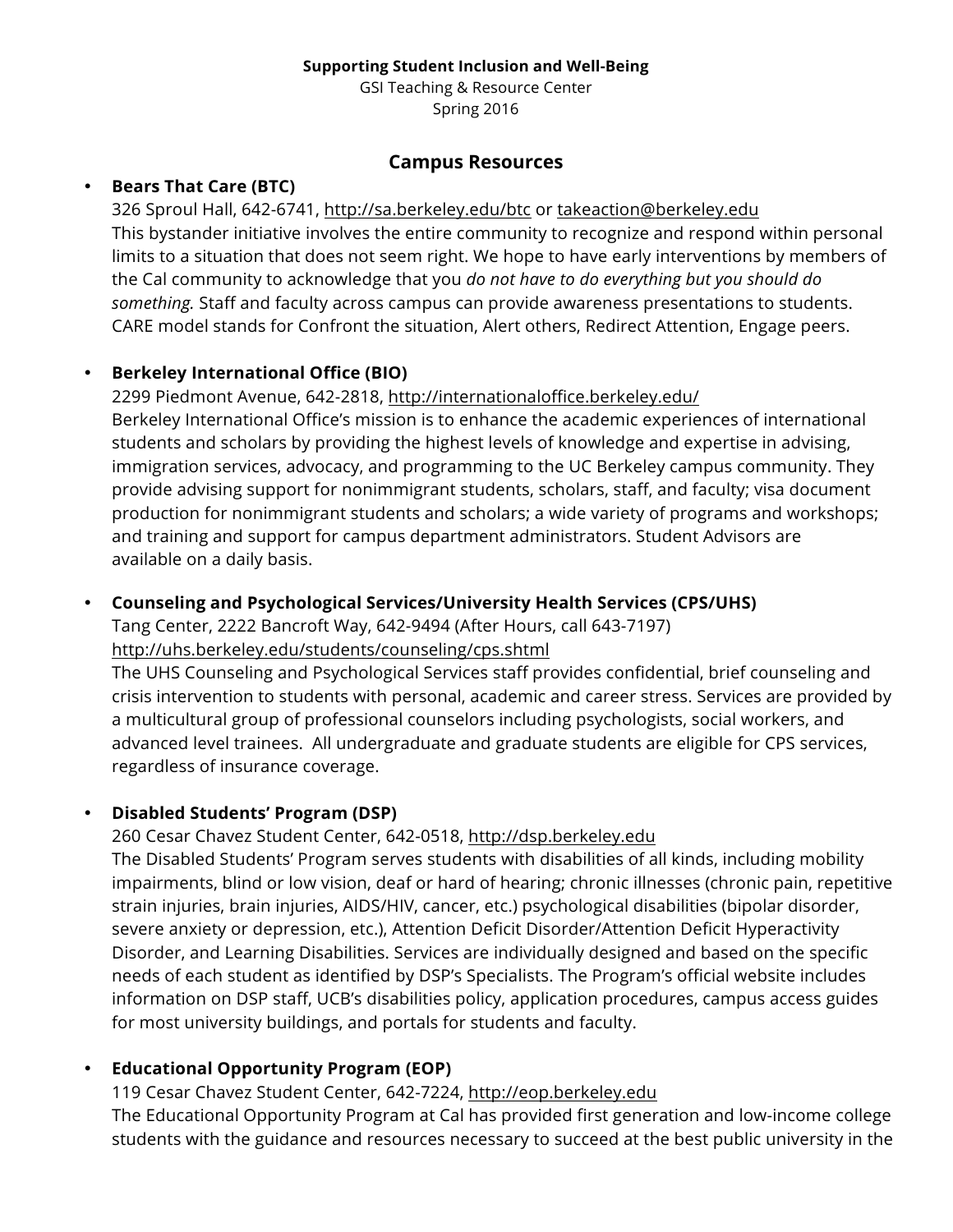**Supporting Student Inclusion and Well-Being**
GSI Teaching & Resource Center
Spring 2016

## Campus Resources

- **Bears That Care (BTC)**
  326 Sproul Hall, 642-6741, http://sa.berkeley.edu/btc or takeaction@berkeley.edu
  This bystander initiative involves the entire community to recognize and respond within personal limits to a situation that does not seem right. We hope to have early interventions by members of the Cal community to acknowledge that you *do not have to do everything but you should do something.* Staff and faculty across campus can provide awareness presentations to students. CARE model stands for Confront the situation, Alert others, Redirect Attention, Engage peers.

- **Berkeley International Office (BIO)**
  2299 Piedmont Avenue, 642-2818, http://internationaloffice.berkeley.edu/
  Berkeley International Office's mission is to enhance the academic experiences of international students and scholars by providing the highest levels of knowledge and expertise in advising, immigration services, advocacy, and programming to the UC Berkeley campus community. They provide advising support for nonimmigrant students, scholars, staff, and faculty; visa document production for nonimmigrant students and scholars; a wide variety of programs and workshops; and training and support for campus department administrators. Student Advisors are available on a daily basis.

- **Counseling and Psychological Services/University Health Services (CPS/UHS)**
  Tang Center, 2222 Bancroft Way, 642-9494 (After Hours, call 643-7197)
  http://uhs.berkeley.edu/students/counseling/cps.shtml
  The UHS Counseling and Psychological Services staff provides confidential, brief counseling and crisis intervention to students with personal, academic and career stress. Services are provided by a multicultural group of professional counselors including psychologists, social workers, and advanced level trainees. All undergraduate and graduate students are eligible for CPS services, regardless of insurance coverage.

- **Disabled Students' Program (DSP)**
  260 Cesar Chavez Student Center, 642-0518, http://dsp.berkeley.edu
  The Disabled Students' Program serves students with disabilities of all kinds, including mobility impairments, blind or low vision, deaf or hard of hearing; chronic illnesses (chronic pain, repetitive strain injuries, brain injuries, AIDS/HIV, cancer, etc.) psychological disabilities (bipolar disorder, severe anxiety or depression, etc.), Attention Deficit Disorder/Attention Deficit Hyperactivity Disorder, and Learning Disabilities. Services are individually designed and based on the specific needs of each student as identified by DSP's Specialists. The Program's official website includes information on DSP staff, UCB's disabilities policy, application procedures, campus access guides for most university buildings, and portals for students and faculty.

- **Educational Opportunity Program (EOP)**
  119 Cesar Chavez Student Center, 642-7224, http://eop.berkeley.edu
  The Educational Opportunity Program at Cal has provided first generation and low-income college students with the guidance and resources necessary to succeed at the best public university in the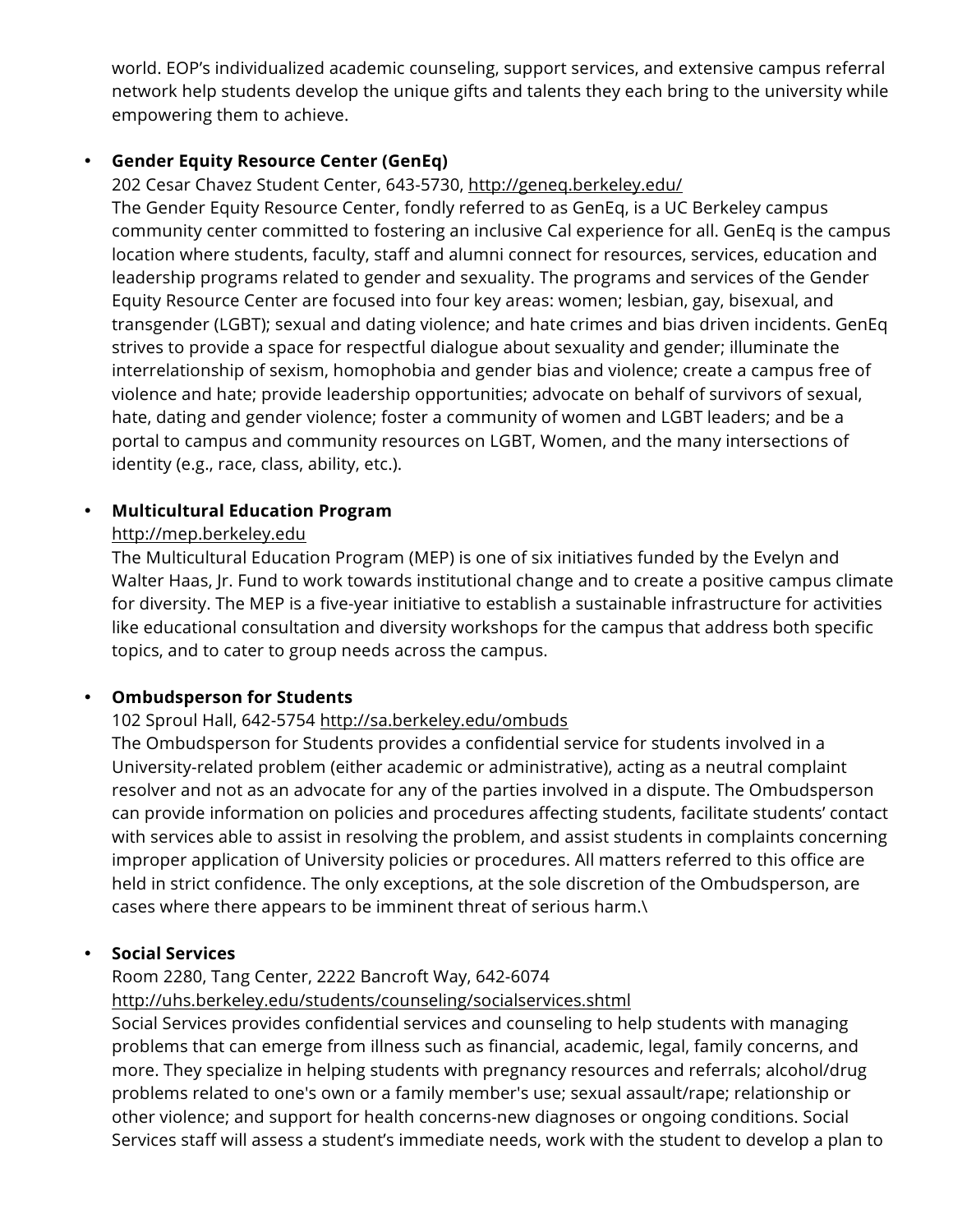world. EOP's individualized academic counseling, support services, and extensive campus referral network help students develop the unique gifts and talents they each bring to the university while empowering them to achieve.

- **Gender Equity Resource Center (GenEq)**
  202 Cesar Chavez Student Center, 643-5730, http://geneq.berkeley.edu/
  The Gender Equity Resource Center, fondly referred to as GenEq, is a UC Berkeley campus community center committed to fostering an inclusive Cal experience for all. GenEq is the campus location where students, faculty, staff and alumni connect for resources, services, education and leadership programs related to gender and sexuality. The programs and services of the Gender Equity Resource Center are focused into four key areas: women; lesbian, gay, bisexual, and transgender (LGBT); sexual and dating violence; and hate crimes and bias driven incidents. GenEq strives to provide a space for respectful dialogue about sexuality and gender; illuminate the interrelationship of sexism, homophobia and gender bias and violence; create a campus free of violence and hate; provide leadership opportunities; advocate on behalf of survivors of sexual, hate, dating and gender violence; foster a community of women and LGBT leaders; and be a portal to campus and community resources on LGBT, Women, and the many intersections of identity (e.g., race, class, ability, etc.).

- **Multicultural Education Program**
  http://mep.berkeley.edu
  The Multicultural Education Program (MEP) is one of six initiatives funded by the Evelyn and Walter Haas, Jr. Fund to work towards institutional change and to create a positive campus climate for diversity. The MEP is a five-year initiative to establish a sustainable infrastructure for activities like educational consultation and diversity workshops for the campus that address both specific topics, and to cater to group needs across the campus.

- **Ombudsperson for Students**
  102 Sproul Hall, 642-5754 http://sa.berkeley.edu/ombuds
  The Ombudsperson for Students provides a confidential service for students involved in a University-related problem (either academic or administrative), acting as a neutral complaint resolver and not as an advocate for any of the parties involved in a dispute. The Ombudsperson can provide information on policies and procedures affecting students, facilitate students' contact with services able to assist in resolving the problem, and assist students in complaints concerning improper application of University policies or procedures. All matters referred to this office are held in strict confidence. The only exceptions, at the sole discretion of the Ombudsperson, are cases where there appears to be imminent threat of serious harm.\

- **Social Services**
  Room 2280, Tang Center, 2222 Bancroft Way, 642-6074
  http://uhs.berkeley.edu/students/counseling/socialservices.shtml
  Social Services provides confidential services and counseling to help students with managing problems that can emerge from illness such as financial, academic, legal, family concerns, and more. They specialize in helping students with pregnancy resources and referrals; alcohol/drug problems related to one's own or a family member's use; sexual assault/rape; relationship or other violence; and support for health concerns-new diagnoses or ongoing conditions. Social Services staff will assess a student's immediate needs, work with the student to develop a plan to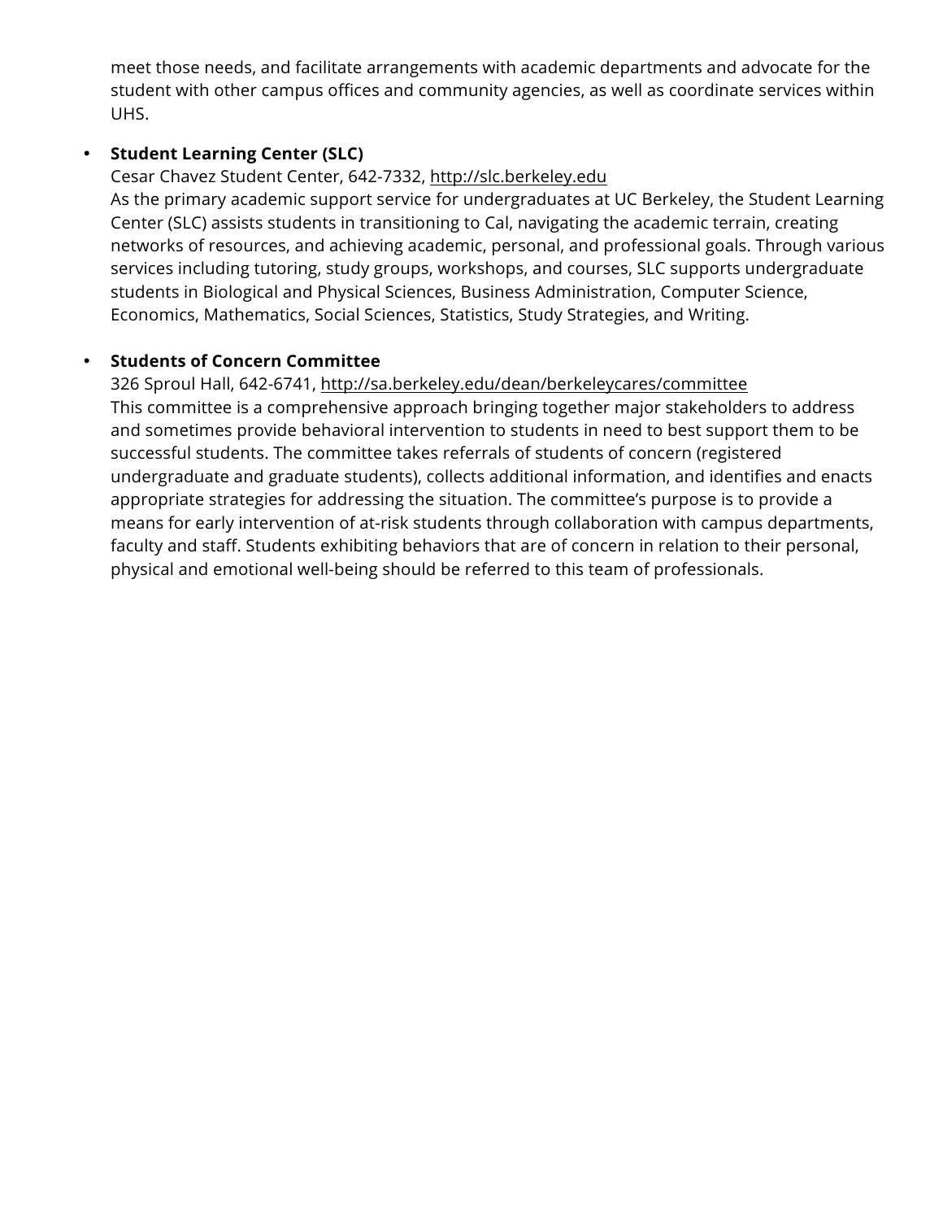meet those needs, and facilitate arrangements with academic departments and advocate for the student with other campus offices and community agencies, as well as coordinate services within UHS.

- **Student Learning Center (SLC)**
  Cesar Chavez Student Center, 642-7332, http://slc.berkeley.edu
  As the primary academic support service for undergraduates at UC Berkeley, the Student Learning Center (SLC) assists students in transitioning to Cal, navigating the academic terrain, creating networks of resources, and achieving academic, personal, and professional goals. Through various services including tutoring, study groups, workshops, and courses, SLC supports undergraduate students in Biological and Physical Sciences, Business Administration, Computer Science, Economics, Mathematics, Social Sciences, Statistics, Study Strategies, and Writing.

- **Students of Concern Committee**
  326 Sproul Hall, 642-6741, http://sa.berkeley.edu/dean/berkeleycares/committee
  This committee is a comprehensive approach bringing together major stakeholders to address and sometimes provide behavioral intervention to students in need to best support them to be successful students. The committee takes referrals of students of concern (registered undergraduate and graduate students), collects additional information, and identifies and enacts appropriate strategies for addressing the situation. The committee's purpose is to provide a means for early intervention of at-risk students through collaboration with campus departments, faculty and staff. Students exhibiting behaviors that are of concern in relation to their personal, physical and emotional well-being should be referred to this team of professionals.